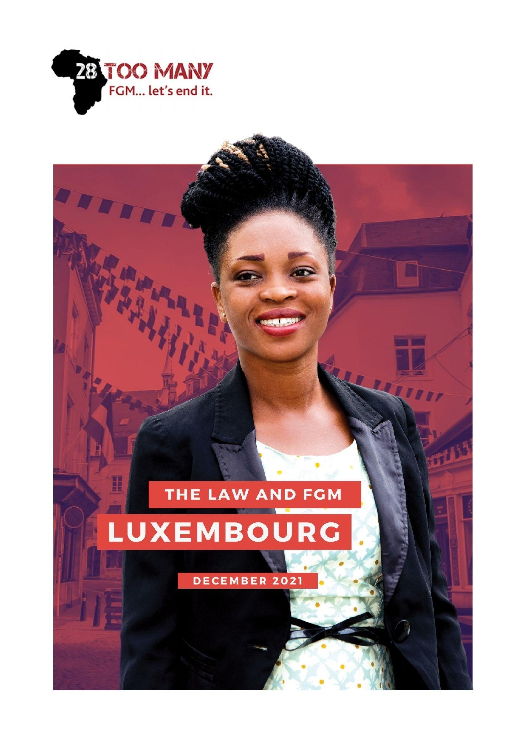28 TOO MANY

FGM... let's end it.

# THE LAW AND FGM

# LUXEMBOURG

DECEMBER 2021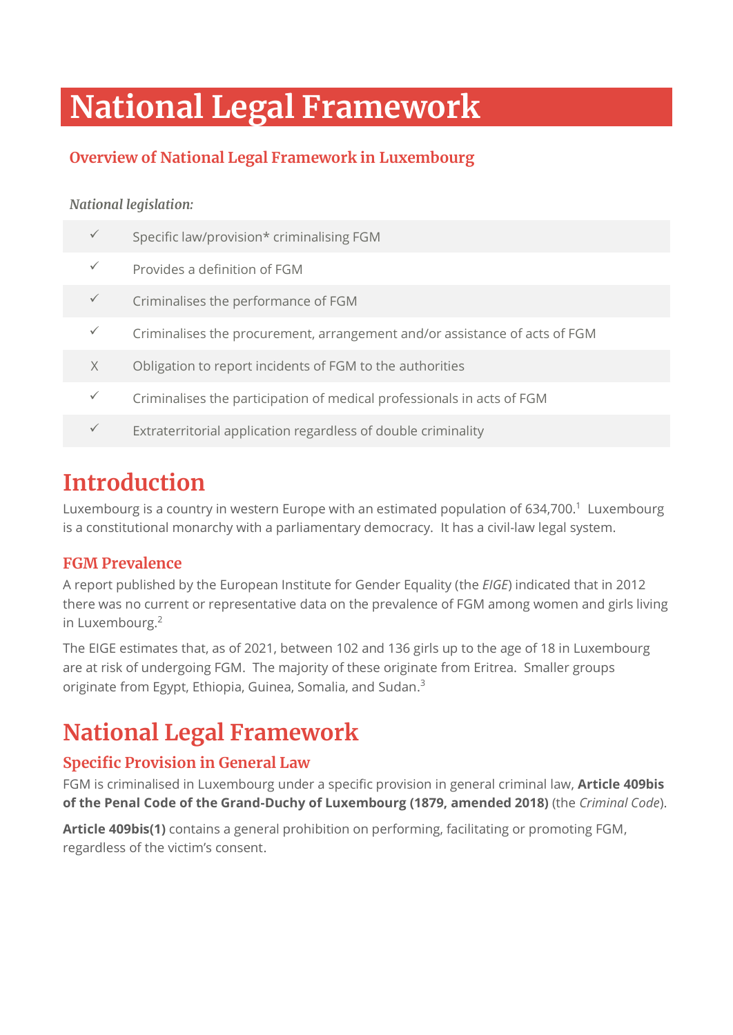# National Legal Framework

## Overview of National Legal Framework in Luxembourg

*National legislation:*

| | |
|---|---|
| ✓ | Specific law/provision* criminalising FGM |
| ✓ | Provides a definition of FGM |
| ✓ | Criminalises the performance of FGM |
| ✓ | Criminalises the procurement, arrangement and/or assistance of acts of FGM |
| X | Obligation to report incidents of FGM to the authorities |
| ✓ | Criminalises the participation of medical professionals in acts of FGM |
| ✓ | Extraterritorial application regardless of double criminality |

# Introduction

Luxembourg is a country in western Europe with an estimated population of 634,700.[1] Luxembourg is a constitutional monarchy with a parliamentary democracy. It has a civil-law legal system.

### FGM Prevalence

A report published by the European Institute for Gender Equality (the *EIGE*) indicated that in 2012 there was no current or representative data on the prevalence of FGM among women and girls living in Luxembourg.[2]

The EIGE estimates that, as of 2021, between 102 and 136 girls up to the age of 18 in Luxembourg are at risk of undergoing FGM. The majority of these originate from Eritrea. Smaller groups originate from Egypt, Ethiopia, Guinea, Somalia, and Sudan.[3]

# National Legal Framework

### Specific Provision in General Law

FGM is criminalised in Luxembourg under a specific provision in general criminal law, **Article 409bis of the Penal Code of the Grand-Duchy of Luxembourg (1879, amended 2018)** (the *Criminal Code*).

**Article 409bis(1)** contains a general prohibition on performing, facilitating or promoting FGM, regardless of the victim's consent.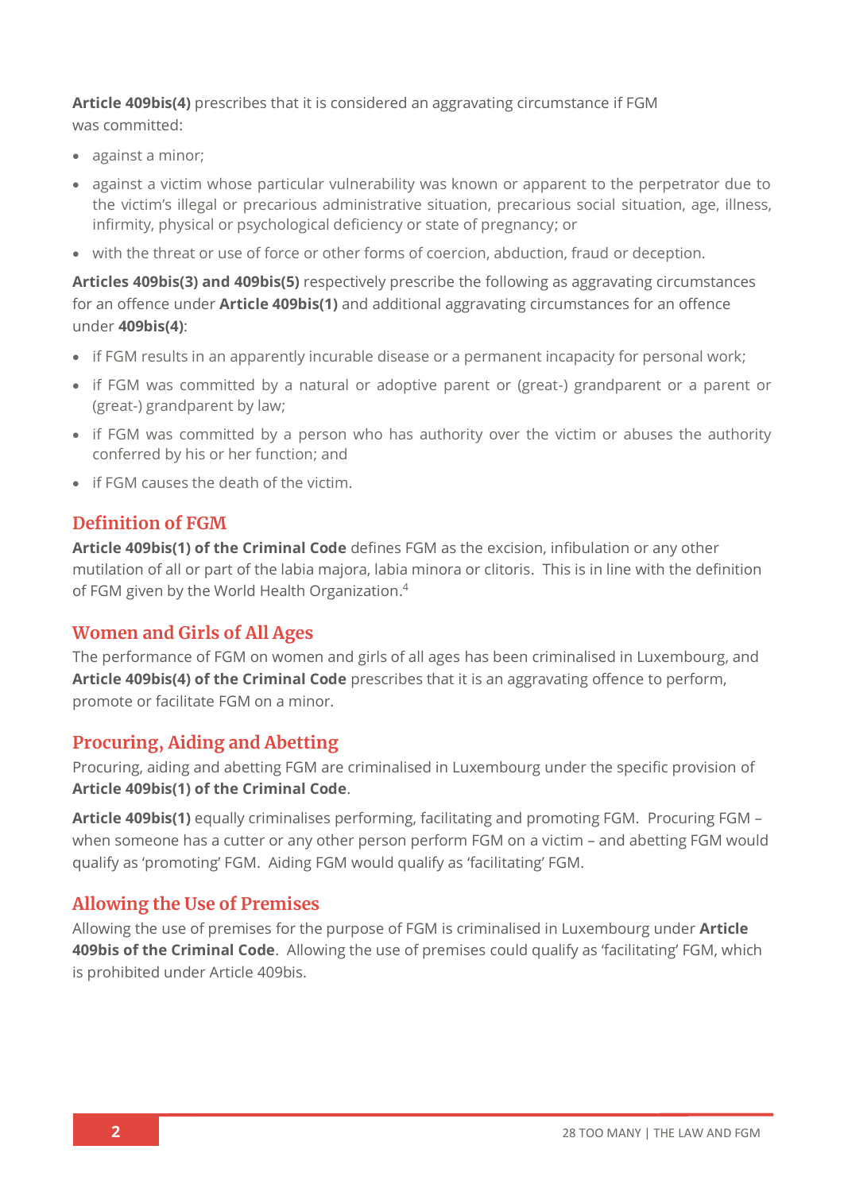**Article 409bis(4)** prescribes that it is considered an aggravating circumstance if FGM was committed:

- against a minor;
- against a victim whose particular vulnerability was known or apparent to the perpetrator due to the victim's illegal or precarious administrative situation, precarious social situation, age, illness, infirmity, physical or psychological deficiency or state of pregnancy; or
- with the threat or use of force or other forms of coercion, abduction, fraud or deception.

**Articles 409bis(3) and 409bis(5)** respectively prescribe the following as aggravating circumstances for an offence under **Article 409bis(1)** and additional aggravating circumstances for an offence under **409bis(4)**:

- if FGM results in an apparently incurable disease or a permanent incapacity for personal work;
- if FGM was committed by a natural or adoptive parent or (great-) grandparent or a parent or (great-) grandparent by law;
- if FGM was committed by a person who has authority over the victim or abuses the authority conferred by his or her function; and
- if FGM causes the death of the victim.

## Definition of FGM

**Article 409bis(1) of the Criminal Code** defines FGM as the excision, infibulation or any other mutilation of all or part of the labia majora, labia minora or clitoris. This is in line with the definition of FGM given by the World Health Organization.[4]

## Women and Girls of All Ages

The performance of FGM on women and girls of all ages has been criminalised in Luxembourg, and **Article 409bis(4) of the Criminal Code** prescribes that it is an aggravating offence to perform, promote or facilitate FGM on a minor.

## Procuring, Aiding and Abetting

Procuring, aiding and abetting FGM are criminalised in Luxembourg under the specific provision of **Article 409bis(1) of the Criminal Code**.

**Article 409bis(1)** equally criminalises performing, facilitating and promoting FGM. Procuring FGM – when someone has a cutter or any other person perform FGM on a victim – and abetting FGM would qualify as 'promoting' FGM. Aiding FGM would qualify as 'facilitating' FGM.

## Allowing the Use of Premises

Allowing the use of premises for the purpose of FGM is criminalised in Luxembourg under **Article 409bis of the Criminal Code**. Allowing the use of premises could qualify as 'facilitating' FGM, which is prohibited under Article 409bis.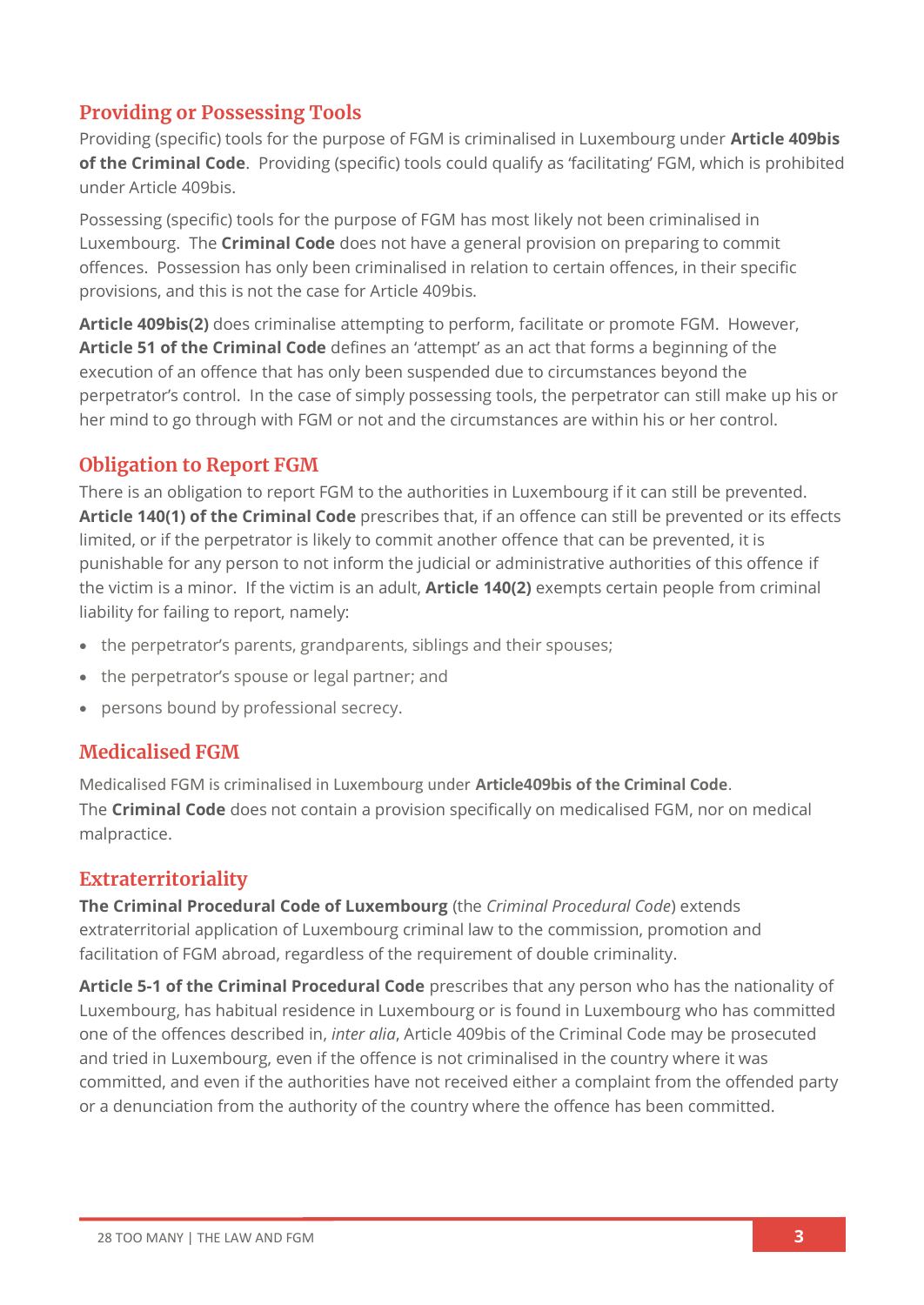## Providing or Possessing Tools

Providing (specific) tools for the purpose of FGM is criminalised in Luxembourg under **Article 409bis of the Criminal Code**. Providing (specific) tools could qualify as 'facilitating' FGM, which is prohibited under Article 409bis.

Possessing (specific) tools for the purpose of FGM has most likely not been criminalised in Luxembourg. The **Criminal Code** does not have a general provision on preparing to commit offences. Possession has only been criminalised in relation to certain offences, in their specific provisions, and this is not the case for Article 409bis.

**Article 409bis(2)** does criminalise attempting to perform, facilitate or promote FGM. However, **Article 51 of the Criminal Code** defines an 'attempt' as an act that forms a beginning of the execution of an offence that has only been suspended due to circumstances beyond the perpetrator's control. In the case of simply possessing tools, the perpetrator can still make up his or her mind to go through with FGM or not and the circumstances are within his or her control.

## Obligation to Report FGM

There is an obligation to report FGM to the authorities in Luxembourg if it can still be prevented. **Article 140(1) of the Criminal Code** prescribes that, if an offence can still be prevented or its effects limited, or if the perpetrator is likely to commit another offence that can be prevented, it is punishable for any person to not inform the judicial or administrative authorities of this offence if the victim is a minor. If the victim is an adult, **Article 140(2)** exempts certain people from criminal liability for failing to report, namely:

- the perpetrator's parents, grandparents, siblings and their spouses;
- the perpetrator's spouse or legal partner; and
- persons bound by professional secrecy.

## Medicalised FGM

Medicalised FGM is criminalised in Luxembourg under **Article409bis of the Criminal Code**.
The **Criminal Code** does not contain a provision specifically on medicalised FGM, nor on medical malpractice.

## Extraterritoriality

**The Criminal Procedural Code of Luxembourg** (the *Criminal Procedural Code*) extends extraterritorial application of Luxembourg criminal law to the commission, promotion and facilitation of FGM abroad, regardless of the requirement of double criminality.

**Article 5-1 of the Criminal Procedural Code** prescribes that any person who has the nationality of Luxembourg, has habitual residence in Luxembourg or is found in Luxembourg who has committed one of the offences described in, *inter alia*, Article 409bis of the Criminal Code may be prosecuted and tried in Luxembourg, even if the offence is not criminalised in the country where it was committed, and even if the authorities have not received either a complaint from the offended party or a denunciation from the authority of the country where the offence has been committed.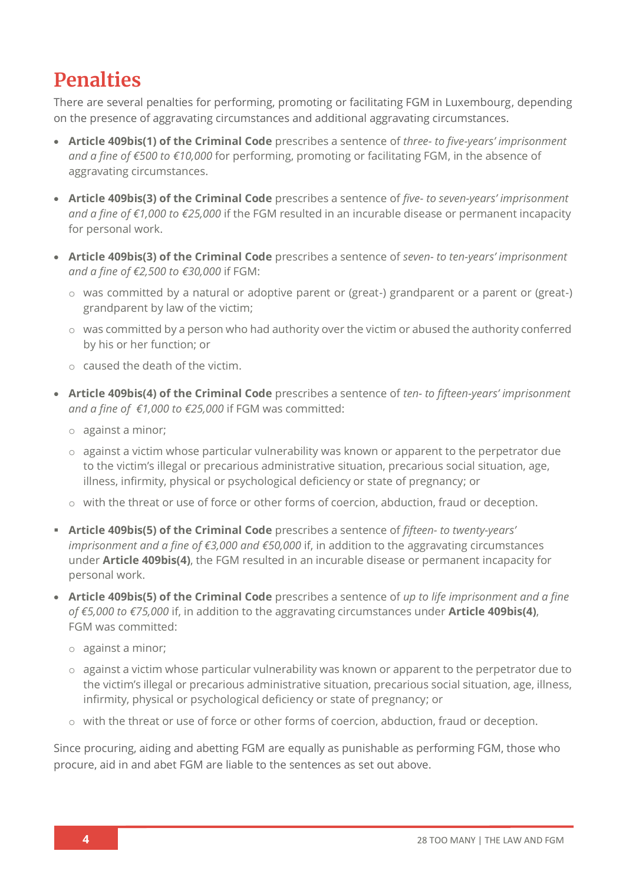# Penalties

There are several penalties for performing, promoting or facilitating FGM in Luxembourg, depending on the presence of aggravating circumstances and additional aggravating circumstances.

- **Article 409bis(1) of the Criminal Code** prescribes a sentence of *three- to five-years' imprisonment and a fine of €500 to €10,000* for performing, promoting or facilitating FGM, in the absence of aggravating circumstances.
- **Article 409bis(3) of the Criminal Code** prescribes a sentence of *five- to seven-years' imprisonment and a fine of €1,000 to €25,000* if the FGM resulted in an incurable disease or permanent incapacity for personal work.
- **Article 409bis(3) of the Criminal Code** prescribes a sentence of *seven- to ten-years' imprisonment and a fine of €2,500 to €30,000* if FGM:
  - was committed by a natural or adoptive parent or (great-) grandparent or a parent or (great-) grandparent by law of the victim;
  - was committed by a person who had authority over the victim or abused the authority conferred by his or her function; or
  - caused the death of the victim.
- **Article 409bis(4) of the Criminal Code** prescribes a sentence of *ten- to fifteen-years' imprisonment and a fine of €1,000 to €25,000* if FGM was committed:
  - against a minor;
  - against a victim whose particular vulnerability was known or apparent to the perpetrator due to the victim's illegal or precarious administrative situation, precarious social situation, age, illness, infirmity, physical or psychological deficiency or state of pregnancy; or
  - with the threat or use of force or other forms of coercion, abduction, fraud or deception.
- **Article 409bis(5) of the Criminal Code** prescribes a sentence of *fifteen- to twenty-years' imprisonment and a fine of €3,000 and €50,000* if, in addition to the aggravating circumstances under **Article 409bis(4)**, the FGM resulted in an incurable disease or permanent incapacity for personal work.
- **Article 409bis(5) of the Criminal Code** prescribes a sentence of *up to life imprisonment and a fine of €5,000 to €75,000* if, in addition to the aggravating circumstances under **Article 409bis(4)**, FGM was committed:
  - against a minor;
  - against a victim whose particular vulnerability was known or apparent to the perpetrator due to the victim's illegal or precarious administrative situation, precarious social situation, age, illness, infirmity, physical or psychological deficiency or state of pregnancy; or
  - with the threat or use of force or other forms of coercion, abduction, fraud or deception.

Since procuring, aiding and abetting FGM are equally as punishable as performing FGM, those who procure, aid in and abet FGM are liable to the sentences as set out above.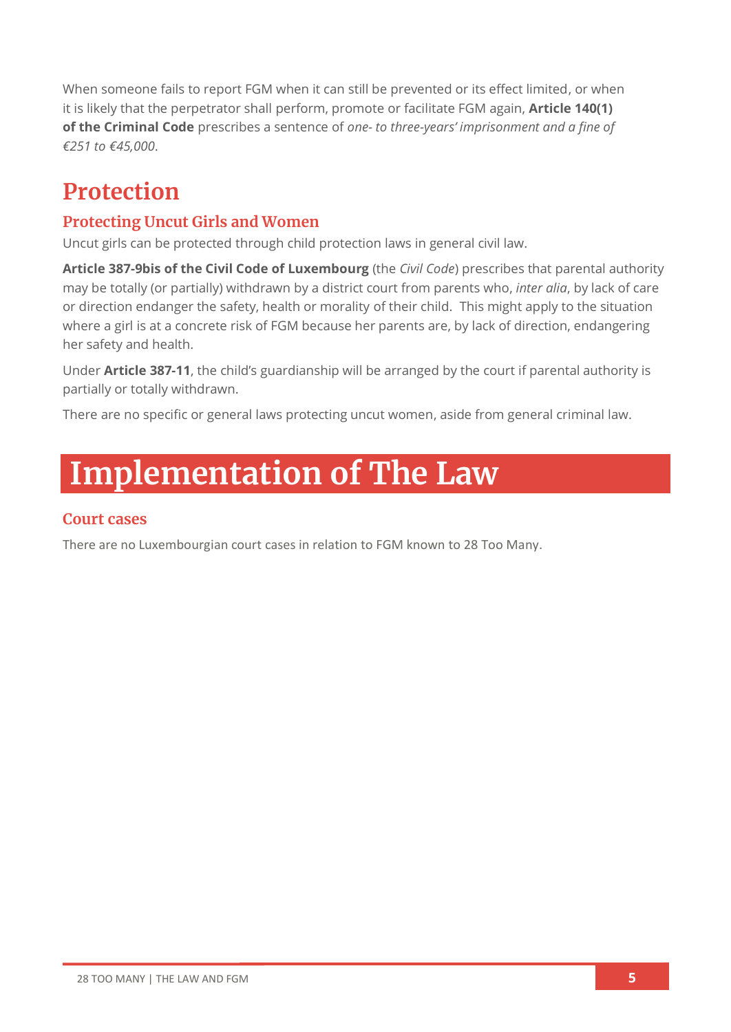When someone fails to report FGM when it can still be prevented or its effect limited, or when it is likely that the perpetrator shall perform, promote or facilitate FGM again, **Article 140(1) of the Criminal Code** prescribes a sentence of *one- to three-years' imprisonment and a fine of €251 to €45,000*.

## Protection

### Protecting Uncut Girls and Women

Uncut girls can be protected through child protection laws in general civil law.

**Article 387-9bis of the Civil Code of Luxembourg** (the *Civil Code*) prescribes that parental authority may be totally (or partially) withdrawn by a district court from parents who, *inter alia*, by lack of care or direction endanger the safety, health or morality of their child. This might apply to the situation where a girl is at a concrete risk of FGM because her parents are, by lack of direction, endangering her safety and health.

Under **Article 387-11**, the child's guardianship will be arranged by the court if parental authority is partially or totally withdrawn.

There are no specific or general laws protecting uncut women, aside from general criminal law.

# Implementation of The Law

### Court cases

There are no Luxembourgian court cases in relation to FGM known to 28 Too Many.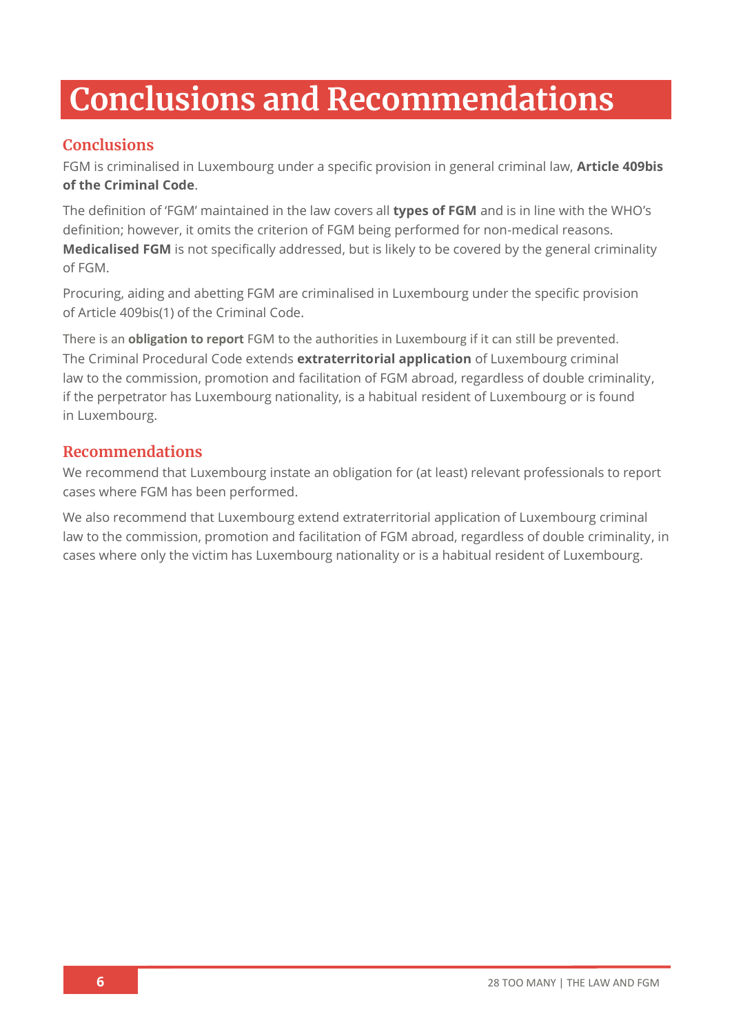# Conclusions and Recommendations

## Conclusions

FGM is criminalised in Luxembourg under a specific provision in general criminal law, **Article 409bis of the Criminal Code**.

The definition of 'FGM' maintained in the law covers all **types of FGM** and is in line with the WHO's definition; however, it omits the criterion of FGM being performed for non-medical reasons. **Medicalised FGM** is not specifically addressed, but is likely to be covered by the general criminality of FGM.

Procuring, aiding and abetting FGM are criminalised in Luxembourg under the specific provision of Article 409bis(1) of the Criminal Code.

There is an **obligation to report** FGM to the authorities in Luxembourg if it can still be prevented. The Criminal Procedural Code extends **extraterritorial application** of Luxembourg criminal law to the commission, promotion and facilitation of FGM abroad, regardless of double criminality, if the perpetrator has Luxembourg nationality, is a habitual resident of Luxembourg or is found in Luxembourg.

## Recommendations

We recommend that Luxembourg instate an obligation for (at least) relevant professionals to report cases where FGM has been performed.

We also recommend that Luxembourg extend extraterritorial application of Luxembourg criminal law to the commission, promotion and facilitation of FGM abroad, regardless of double criminality, in cases where only the victim has Luxembourg nationality or is a habitual resident of Luxembourg.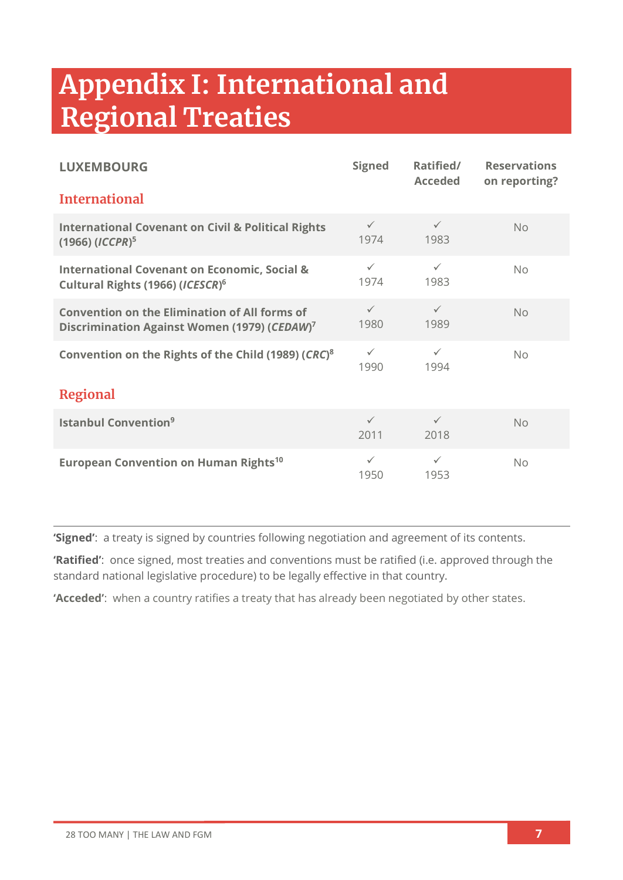# Appendix I: International and Regional Treaties

| LUXEMBOURG | Signed | Ratified/ Acceded | Reservations on reporting? |
|---|---|---|---|
| **International** | | | |
| **International Covenant on Civil & Political Rights (1966) (*ICCPR*)**[5] | ✓ 1974 | ✓ 1983 | No |
| **International Covenant on Economic, Social & Cultural Rights (1966) (*ICESCR*)**[6] | ✓ 1974 | ✓ 1983 | No |
| **Convention on the Elimination of All forms of Discrimination Against Women (1979) (*CEDAW*)**[7] | ✓ 1980 | ✓ 1989 | No |
| **Convention on the Rights of the Child (1989) (*CRC*)**[8] | ✓ 1990 | ✓ 1994 | No |
| **Regional** | | | |
| **Istanbul Convention**[9] | ✓ 2011 | ✓ 2018 | No |
| **European Convention on Human Rights**[10] | ✓ 1950 | ✓ 1953 | No |

**'Signed'**: a treaty is signed by countries following negotiation and agreement of its contents.

**'Ratified'**: once signed, most treaties and conventions must be ratified (i.e. approved through the standard national legislative procedure) to be legally effective in that country.

**'Acceded'**: when a country ratifies a treaty that has already been negotiated by other states.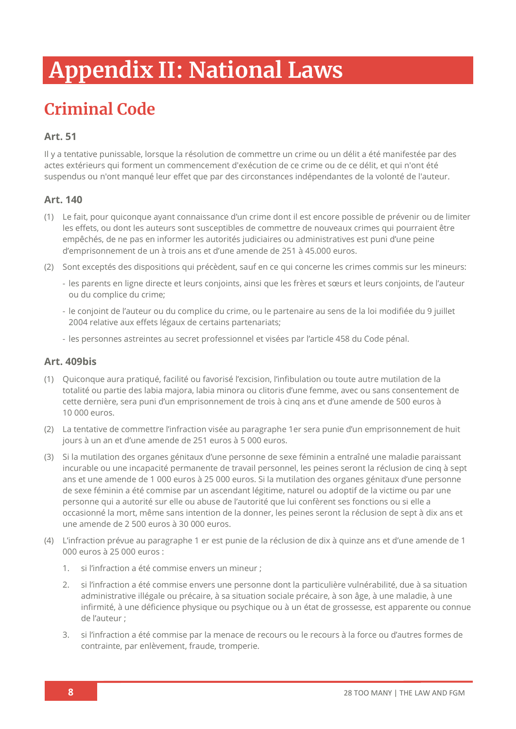# Appendix II: National Laws

## Criminal Code

### Art. 51

Il y a tentative punissable, lorsque la résolution de commettre un crime ou un délit a été manifestée par des actes extérieurs qui forment un commencement d'exécution de ce crime ou de ce délit, et qui n'ont été suspendus ou n'ont manqué leur effet que par des circonstances indépendantes de la volonté de l'auteur.

### Art. 140

(1) Le fait, pour quiconque ayant connaissance d'un crime dont il est encore possible de prévenir ou de limiter les effets, ou dont les auteurs sont susceptibles de commettre de nouveaux crimes qui pourraient être empêchés, de ne pas en informer les autorités judiciaires ou administratives est puni d'une peine d'emprisonnement de un à trois ans et d'une amende de 251 à 45.000 euros.

(2) Sont exceptés des dispositions qui précèdent, sauf en ce qui concerne les crimes commis sur les mineurs:

- les parents en ligne directe et leurs conjoints, ainsi que les frères et sœurs et leurs conjoints, de l'auteur ou du complice du crime;
- le conjoint de l'auteur ou du complice du crime, ou le partenaire au sens de la loi modifiée du 9 juillet 2004 relative aux effets légaux de certains partenariats;
- les personnes astreintes au secret professionnel et visées par l'article 458 du Code pénal.

### Art. 409bis

(1) Quiconque aura pratiqué, facilité ou favorisé l'excision, l'infibulation ou toute autre mutilation de la totalité ou partie des labia majora, labia minora ou clitoris d'une femme, avec ou sans consentement de cette dernière, sera puni d'un emprisonnement de trois à cinq ans et d'une amende de 500 euros à 10 000 euros.

(2) La tentative de commettre l'infraction visée au paragraphe 1er sera punie d'un emprisonnement de huit jours à un an et d'une amende de 251 euros à 5 000 euros.

(3) Si la mutilation des organes génitaux d'une personne de sexe féminin a entraîné une maladie paraissant incurable ou une incapacité permanente de travail personnel, les peines seront la réclusion de cinq à sept ans et une amende de 1 000 euros à 25 000 euros. Si la mutilation des organes génitaux d'une personne de sexe féminin a été commise par un ascendant légitime, naturel ou adoptif de la victime ou par une personne qui a autorité sur elle ou abuse de l'autorité que lui confèrent ses fonctions ou si elle a occasionné la mort, même sans intention de la donner, les peines seront la réclusion de sept à dix ans et une amende de 2 500 euros à 30 000 euros.

(4) L'infraction prévue au paragraphe 1 er est punie de la réclusion de dix à quinze ans et d'une amende de 1 000 euros à 25 000 euros :

1. si l'infraction a été commise envers un mineur ;
2. si l'infraction a été commise envers une personne dont la particulière vulnérabilité, due à sa situation administrative illégale ou précaire, à sa situation sociale précaire, à son âge, à une maladie, à une infirmité, à une déficience physique ou psychique ou à un état de grossesse, est apparente ou connue de l'auteur ;
3. si l'infraction a été commise par la menace de recours ou le recours à la force ou d'autres formes de contrainte, par enlèvement, fraude, tromperie.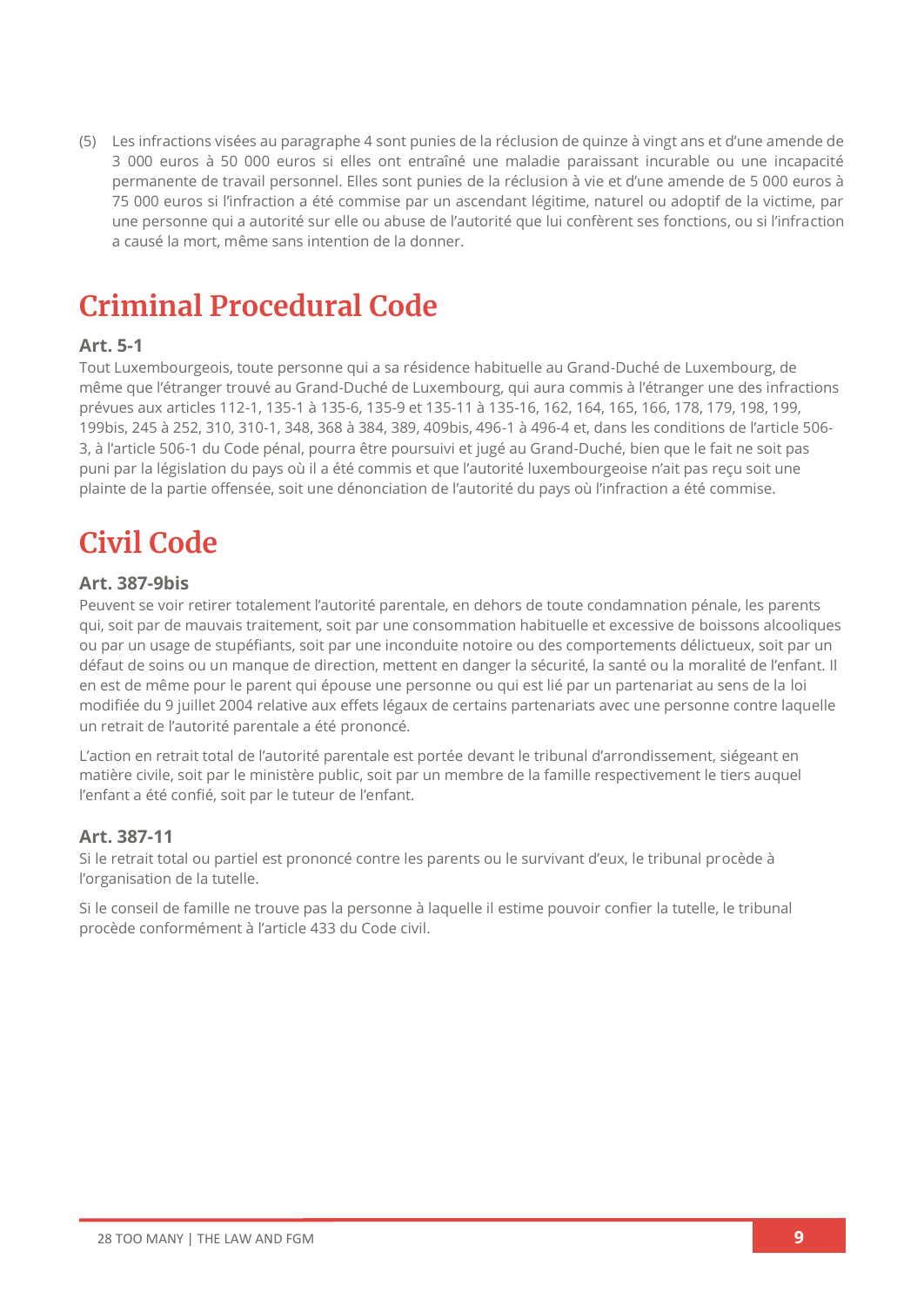(5) Les infractions visées au paragraphe 4 sont punies de la réclusion de quinze à vingt ans et d'une amende de 3 000 euros à 50 000 euros si elles ont entraîné une maladie paraissant incurable ou une incapacité permanente de travail personnel. Elles sont punies de la réclusion à vie et d'une amende de 5 000 euros à 75 000 euros si l'infraction a été commise par un ascendant légitime, naturel ou adoptif de la victime, par une personne qui a autorité sur elle ou abuse de l'autorité que lui confèrent ses fonctions, ou si l'infraction a causé la mort, même sans intention de la donner.

# Criminal Procedural Code

### Art. 5-1

Tout Luxembourgeois, toute personne qui a sa résidence habituelle au Grand-Duché de Luxembourg, de même que l'étranger trouvé au Grand-Duché de Luxembourg, qui aura commis à l'étranger une des infractions prévues aux articles 112-1, 135-1 à 135-6, 135-9 et 135-11 à 135-16, 162, 164, 165, 166, 178, 179, 198, 199, 199bis, 245 à 252, 310, 310-1, 348, 368 à 384, 389, 409bis, 496-1 à 496-4 et, dans les conditions de l'article 506-3, à l'article 506-1 du Code pénal, pourra être poursuivi et jugé au Grand-Duché, bien que le fait ne soit pas puni par la législation du pays où il a été commis et que l'autorité luxembourgeoise n'ait pas reçu soit une plainte de la partie offensée, soit une dénonciation de l'autorité du pays où l'infraction a été commise.

# Civil Code

### Art. 387-9bis

Peuvent se voir retirer totalement l'autorité parentale, en dehors de toute condamnation pénale, les parents qui, soit par de mauvais traitement, soit par une consommation habituelle et excessive de boissons alcooliques ou par un usage de stupéfiants, soit par une inconduite notoire ou des comportements délictueux, soit par un défaut de soins ou un manque de direction, mettent en danger la sécurité, la santé ou la moralité de l'enfant. Il en est de même pour le parent qui épouse une personne ou qui est lié par un partenariat au sens de la loi modifiée du 9 juillet 2004 relative aux effets légaux de certains partenariats avec une personne contre laquelle un retrait de l'autorité parentale a été prononcé.

L'action en retrait total de l'autorité parentale est portée devant le tribunal d'arrondissement, siégeant en matière civile, soit par le ministère public, soit par un membre de la famille respectivement le tiers auquel l'enfant a été confié, soit par le tuteur de l'enfant.

### Art. 387-11

Si le retrait total ou partiel est prononcé contre les parents ou le survivant d'eux, le tribunal procède à l'organisation de la tutelle.

Si le conseil de famille ne trouve pas la personne à laquelle il estime pouvoir confier la tutelle, le tribunal procède conformément à l'article 433 du Code civil.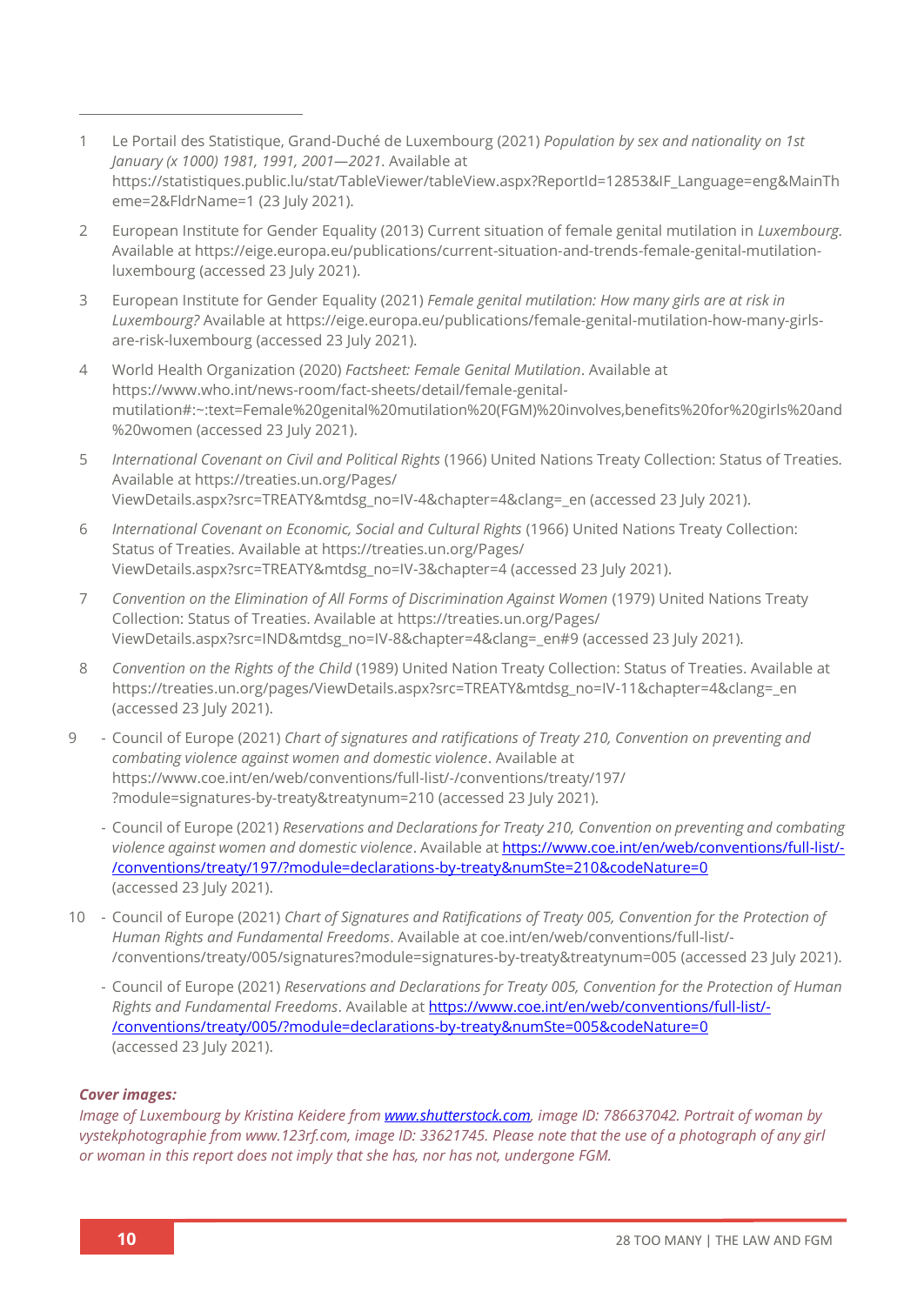1. Le Portail des Statistique, Grand-Duché de Luxembourg (2021) *Population by sex and nationality on 1st January (x 1000) 1981, 1991, 2001—2021*. Available at https://statistiques.public.lu/stat/TableViewer/tableView.aspx?ReportId=12853&IF_Language=eng&MainTheme=2&FldrName=1 (23 July 2021).

2. European Institute for Gender Equality (2013) Current situation of female genital mutilation in *Luxembourg.* Available at https://eige.europa.eu/publications/current-situation-and-trends-female-genital-mutilation-luxembourg (accessed 23 July 2021).

3. European Institute for Gender Equality (2021) *Female genital mutilation: How many girls are at risk in Luxembourg?* Available at https://eige.europa.eu/publications/female-genital-mutilation-how-many-girls-are-risk-luxembourg (accessed 23 July 2021).

4. World Health Organization (2020) *Factsheet: Female Genital Mutilation*. Available at https://www.who.int/news-room/fact-sheets/detail/female-genital-mutilation#:~:text=Female%20genital%20mutilation%20(FGM)%20involves,benefits%20for%20girls%20and%20women (accessed 23 July 2021).

5. *International Covenant on Civil and Political Rights* (1966) United Nations Treaty Collection: Status of Treaties. Available at https://treaties.un.org/Pages/ViewDetails.aspx?src=TREATY&mtdsg_no=IV-4&chapter=4&clang=_en (accessed 23 July 2021).

6. *International Covenant on Economic, Social and Cultural Rights* (1966) United Nations Treaty Collection: Status of Treaties. Available at https://treaties.un.org/Pages/ViewDetails.aspx?src=TREATY&mtdsg_no=IV-3&chapter=4 (accessed 23 July 2021).

7. *Convention on the Elimination of All Forms of Discrimination Against Women* (1979) United Nations Treaty Collection: Status of Treaties. Available at https://treaties.un.org/Pages/ViewDetails.aspx?src=IND&mtdsg_no=IV-8&chapter=4&clang=_en#9 (accessed 23 July 2021).

8. *Convention on the Rights of the Child* (1989) United Nation Treaty Collection: Status of Treaties. Available at https://treaties.un.org/pages/ViewDetails.aspx?src=TREATY&mtdsg_no=IV-11&chapter=4&clang=_en (accessed 23 July 2021).

9.
   - Council of Europe (2021) *Chart of signatures and ratifications of Treaty 210, Convention on preventing and combating violence against women and domestic violence*. Available at https://www.coe.int/en/web/conventions/full-list/-/conventions/treaty/197/?module=signatures-by-treaty&treatynum=210 (accessed 23 July 2021).
   - Council of Europe (2021) *Reservations and Declarations for Treaty 210, Convention on preventing and combating violence against women and domestic violence*. Available at https://www.coe.int/en/web/conventions/full-list/-/conventions/treaty/197/?module=declarations-by-treaty&numSte=210&codeNature=0 (accessed 23 July 2021).

10.
   - Council of Europe (2021) *Chart of Signatures and Ratifications of Treaty 005, Convention for the Protection of Human Rights and Fundamental Freedoms*. Available at coe.int/en/web/conventions/full-list/-/conventions/treaty/005/signatures?module=signatures-by-treaty&treatynum=005 (accessed 23 July 2021).
   - Council of Europe (2021) *Reservations and Declarations for Treaty 005, Convention for the Protection of Human Rights and Fundamental Freedoms*. Available at https://www.coe.int/en/web/conventions/full-list/-/conventions/treaty/005/?module=declarations-by-treaty&numSte=005&codeNature=0 (accessed 23 July 2021).

***Cover images:***
*Image of Luxembourg by Kristina Keidere from www.shutterstock.com, image ID: 786637042. Portrait of woman by vystekphotographie from www.123rf.com, image ID: 33621745. Please note that the use of a photograph of any girl or woman in this report does not imply that she has, nor has not, undergone FGM.*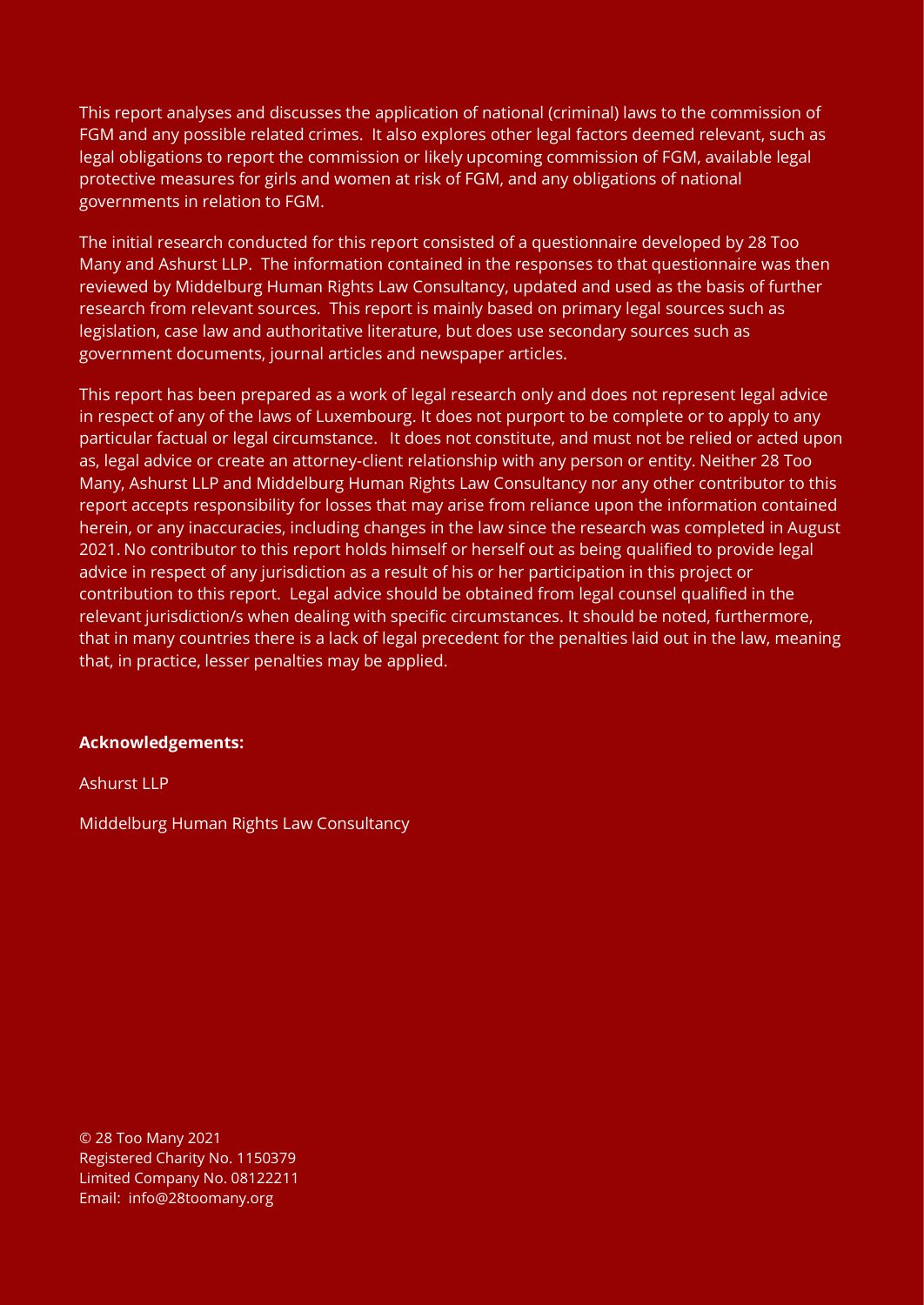This report analyses and discusses the application of national (criminal) laws to the commission of FGM and any possible related crimes. It also explores other legal factors deemed relevant, such as legal obligations to report the commission or likely upcoming commission of FGM, available legal protective measures for girls and women at risk of FGM, and any obligations of national governments in relation to FGM.

The initial research conducted for this report consisted of a questionnaire developed by 28 Too Many and Ashurst LLP. The information contained in the responses to that questionnaire was then reviewed by Middelburg Human Rights Law Consultancy, updated and used as the basis of further research from relevant sources. This report is mainly based on primary legal sources such as legislation, case law and authoritative literature, but does use secondary sources such as government documents, journal articles and newspaper articles.

This report has been prepared as a work of legal research only and does not represent legal advice in respect of any of the laws of Luxembourg. It does not purport to be complete or to apply to any particular factual or legal circumstance. It does not constitute, and must not be relied or acted upon as, legal advice or create an attorney-client relationship with any person or entity. Neither 28 Too Many, Ashurst LLP and Middelburg Human Rights Law Consultancy nor any other contributor to this report accepts responsibility for losses that may arise from reliance upon the information contained herein, or any inaccuracies, including changes in the law since the research was completed in August 2021. No contributor to this report holds himself or herself out as being qualified to provide legal advice in respect of any jurisdiction as a result of his or her participation in this project or contribution to this report. Legal advice should be obtained from legal counsel qualified in the relevant jurisdiction/s when dealing with specific circumstances. It should be noted, furthermore, that in many countries there is a lack of legal precedent for the penalties laid out in the law, meaning that, in practice, lesser penalties may be applied.

**Acknowledgements:**

Ashurst LLP

Middelburg Human Rights Law Consultancy

© 28 Too Many 2021
Registered Charity No. 1150379
Limited Company No. 08122211
Email: info@28toomany.org